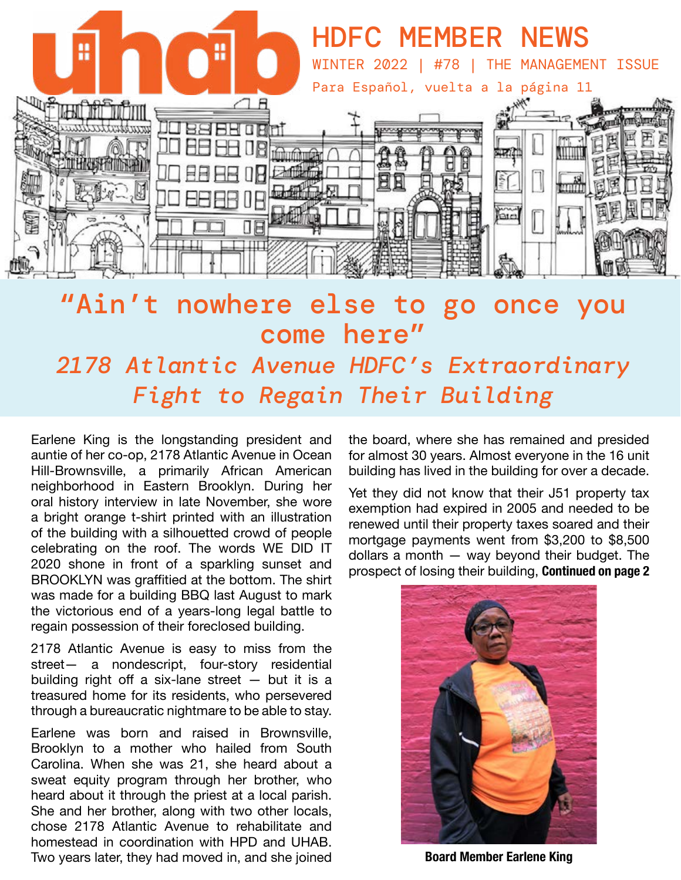# HDFC MEMBER NEWS

WINTER 2022 | #78 | THE MANAGEMENT ISSUE

Para Español, vuelta a la página 11

## "Ain't nowhere else to go once you come here"

### *2178 Atlantic Avenue HDFC's Extraordinary Fight to Regain Their Building*

Earlene King is the longstanding president and auntie of her co-op, 2178 Atlantic Avenue in Ocean Hill-Brownsville, a primarily African American neighborhood in Eastern Brooklyn. During her oral history interview in late November, she wore a bright orange t-shirt printed with an illustration of the building with a silhouetted crowd of people celebrating on the roof. The words WE DID IT 2020 shone in front of a sparkling sunset and BROOKLYN was graffitied at the bottom. The shirt was made for a building BBQ last August to mark the victorious end of a years-long legal battle to regain possession of their foreclosed building.

2178 Atlantic Avenue is easy to miss from the street— a nondescript, four-story residential building right off a six-lane street — but it is a treasured home for its residents, who persevered through a bureaucratic nightmare to be able to stay.

Earlene was born and raised in Brownsville, Brooklyn to a mother who hailed from South Carolina. When she was 21, she heard about a sweat equity program through her brother, who heard about it through the priest at a local parish. She and her brother, along with two other locals, chose 2178 Atlantic Avenue to rehabilitate and homestead in coordination with HPD and UHAB. Two years later, they had moved in, and she joined the board, where she has remained and presided for almost 30 years. Almost everyone in the 16 unit building has lived in the building for over a decade.

Yet they did not know that their J51 property tax exemption had expired in 2005 and needed to be renewed until their property taxes soared and their mortgage payments went from $3,200 to $8,500 dollars a month — way beyond their budget. The prospect of losing their building, **Continued on page 2**

**Board Member Earlene King**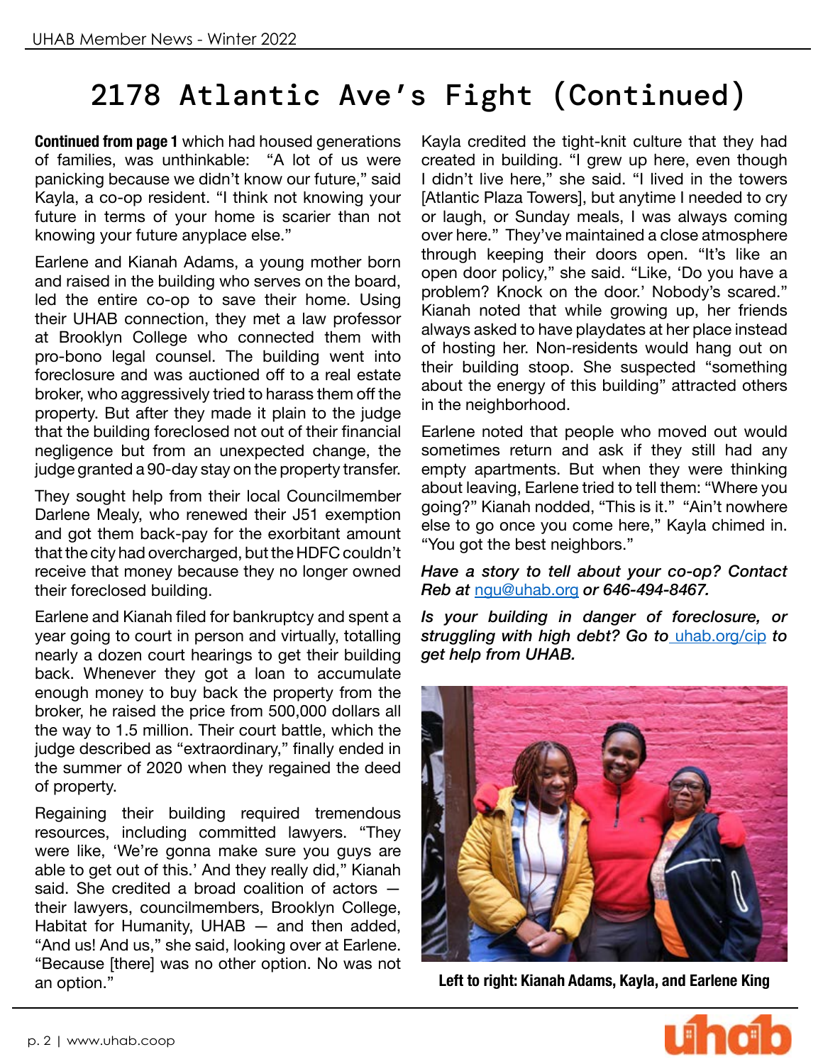# 2178 Atlantic Ave's Fight (Continued)

**Continued from page 1** which had housed generations of families, was unthinkable: "A lot of us were panicking because we didn't know our future," said Kayla, a co-op resident. "I think not knowing your future in terms of your home is scarier than not knowing your future anyplace else."

Earlene and Kianah Adams, a young mother born and raised in the building who serves on the board, led the entire co-op to save their home. Using their UHAB connection, they met a law professor at Brooklyn College who connected them with pro-bono legal counsel. The building went into foreclosure and was auctioned off to a real estate broker, who aggressively tried to harass them off the property. But after they made it plain to the judge that the building foreclosed not out of their financial negligence but from an unexpected change, the judge granted a 90-day stay on the property transfer.

They sought help from their local Councilmember Darlene Mealy, who renewed their J51 exemption and got them back-pay for the exorbitant amount that the city had overcharged, but the HDFC couldn't receive that money because they no longer owned their foreclosed building.

Earlene and Kianah filed for bankruptcy and spent a year going to court in person and virtually, totalling nearly a dozen court hearings to get their building back. Whenever they got a loan to accumulate enough money to buy back the property from the broker, he raised the price from 500,000 dollars all the way to 1.5 million. Their court battle, which the judge described as "extraordinary," finally ended in the summer of 2020 when they regained the deed of property.

Regaining their building required tremendous resources, including committed lawyers. "They were like, 'We're gonna make sure you guys are able to get out of this.' And they really did," Kianah said. She credited a broad coalition of actors — their lawyers, councilmembers, Brooklyn College, Habitat for Humanity, UHAB — and then added, "And us! And us," she said, looking over at Earlene. "Because [there] was no other option. No was not an option."

Kayla credited the tight-knit culture that they had created in building. "I grew up here, even though I didn't live here," she said. "I lived in the towers [Atlantic Plaza Towers], but anytime I needed to cry or laugh, or Sunday meals, I was always coming over here." They've maintained a close atmosphere through keeping their doors open. "It's like an open door policy," she said. "Like, 'Do you have a problem? Knock on the door.' Nobody's scared." Kianah noted that while growing up, her friends always asked to have playdates at her place instead of hosting her. Non-residents would hang out on their building stoop. She suspected "something about the energy of this building" attracted others in the neighborhood.

Earlene noted that people who moved out would sometimes return and ask if they still had any empty apartments. But when they were thinking about leaving, Earlene tried to tell them: "Where you going?" Kianah nodded, "This is it." "Ain't nowhere else to go once you come here," Kayla chimed in. "You got the best neighbors."

***Have a story to tell about your co-op? Contact Reb at ngu@uhab.org or 646-494-8467.***

***Is your building in danger of foreclosure, or struggling with high debt? Go to uhab.org/cip to get help from UHAB.***

**Left to right: Kianah Adams, Kayla, and Earlene King**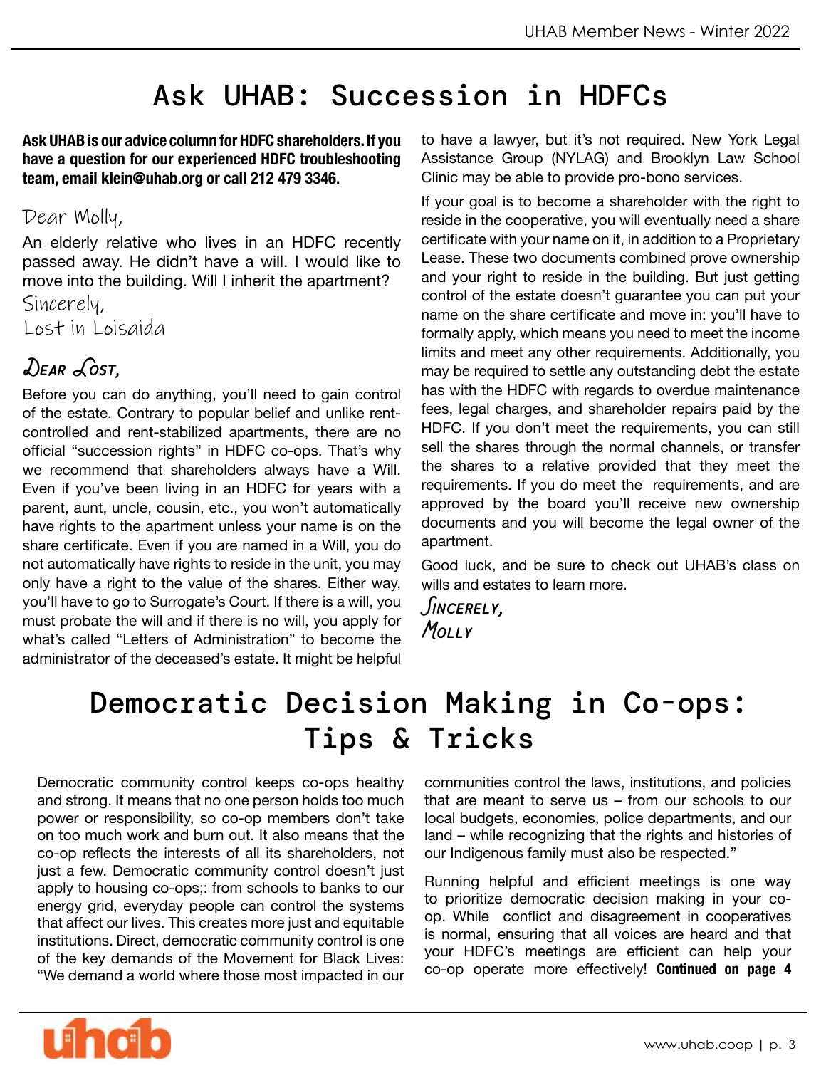# Ask UHAB: Succession in HDFCs

**Ask UHAB is our advice column for HDFC shareholders. If you have a question for our experienced HDFC troubleshooting team, email klein@uhab.org or call 212 479 3346.**

Dear Molly,

An elderly relative who lives in an HDFC recently passed away. He didn't have a will. I would like to move into the building. Will I inherit the apartment?

Sincerely,
Lost in Loisaida

## Dear Lost,

Before you can do anything, you'll need to gain control of the estate. Contrary to popular belief and unlike rent-controlled and rent-stabilized apartments, there are no official "succession rights" in HDFC co-ops. That's why we recommend that shareholders always have a Will. Even if you've been living in an HDFC for years with a parent, aunt, uncle, cousin, etc., you won't automatically have rights to the apartment unless your name is on the share certificate. Even if you are named in a Will, you do not automatically have rights to reside in the unit, you may only have a right to the value of the shares. Either way, you'll have to go to Surrogate's Court. If there is a will, you must probate the will and if there is no will, you apply for what's called "Letters of Administration" to become the administrator of the deceased's estate. It might be helpful to have a lawyer, but it's not required. New York Legal Assistance Group (NYLAG) and Brooklyn Law School Clinic may be able to provide pro-bono services.

If your goal is to become a shareholder with the right to reside in the cooperative, you will eventually need a share certificate with your name on it, in addition to a Proprietary Lease. These two documents combined prove ownership and your right to reside in the building. But just getting control of the estate doesn't guarantee you can put your name on the share certificate and move in: you'll have to formally apply, which means you need to meet the income limits and meet any other requirements. Additionally, you may be required to settle any outstanding debt the estate has with the HDFC with regards to overdue maintenance fees, legal charges, and shareholder repairs paid by the HDFC. If you don't meet the requirements, you can still sell the shares through the normal channels, or transfer the shares to a relative provided that they meet the requirements. If you do meet the requirements, and are approved by the board you'll receive new ownership documents and you will become the legal owner of the apartment.

Good luck, and be sure to check out UHAB's class on wills and estates to learn more.

**Sincerely,**
**Molly**

# Democratic Decision Making in Co-ops: Tips & Tricks

Democratic community control keeps co-ops healthy and strong. It means that no one person holds too much power or responsibility, so co-op members don't take on too much work and burn out. It also means that the co-op reflects the interests of all its shareholders, not just a few. Democratic community control doesn't just apply to housing co-ops;: from schools to banks to our energy grid, everyday people can control the systems that affect our lives. This creates more just and equitable institutions. Direct, democratic community control is one of the key demands of the Movement for Black Lives: "We demand a world where those most impacted in our communities control the laws, institutions, and policies that are meant to serve us – from our schools to our local budgets, economies, police departments, and our land – while recognizing that the rights and histories of our Indigenous family must also be respected."

Running helpful and efficient meetings is one way to prioritize democratic decision making in your co-op. While conflict and disagreement in cooperatives is normal, ensuring that all voices are heard and that your HDFC's meetings are efficient can help your co-op operate more effectively! **Continued on page 4**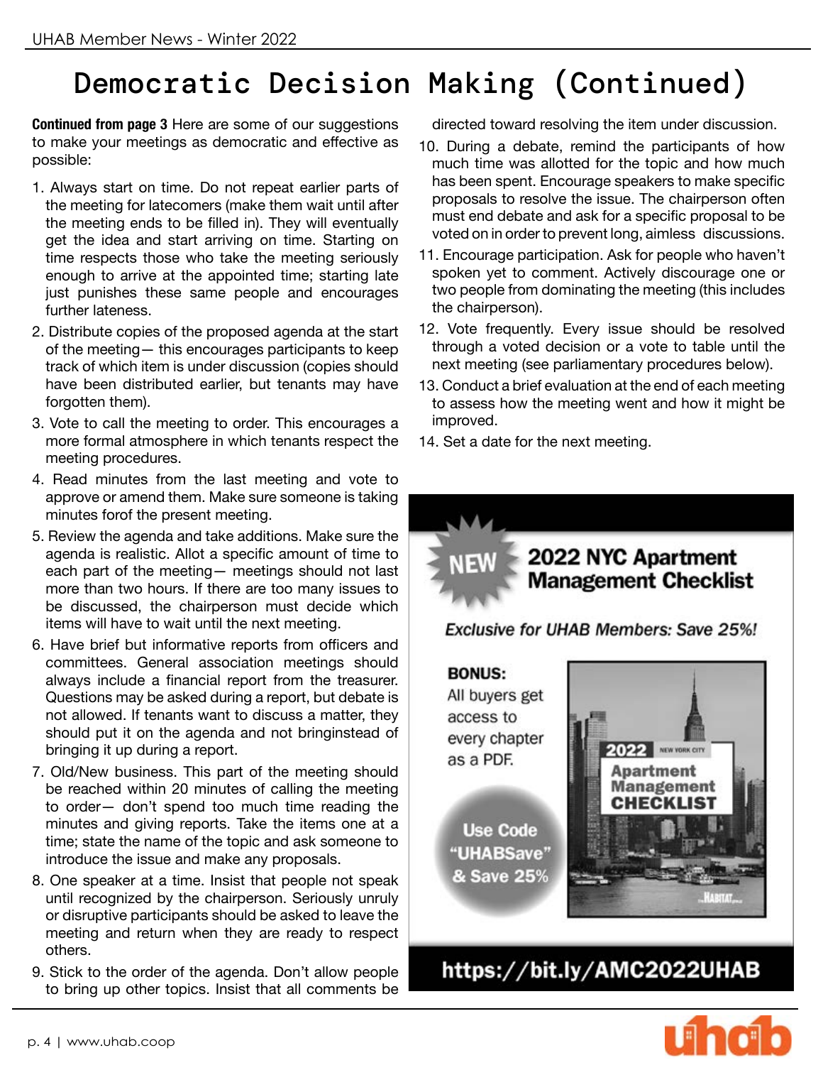# Democratic Decision Making (Continued)

**Continued from page 3** Here are some of our suggestions to make your meetings as democratic and effective as possible:

1. Always start on time. Do not repeat earlier parts of the meeting for latecomers (make them wait until after the meeting ends to be filled in). They will eventually get the idea and start arriving on time. Starting on time respects those who take the meeting seriously enough to arrive at the appointed time; starting late just punishes these same people and encourages further lateness.
2. Distribute copies of the proposed agenda at the start of the meeting— this encourages participants to keep track of which item is under discussion (copies should have been distributed earlier, but tenants may have forgotten them).
3. Vote to call the meeting to order. This encourages a more formal atmosphere in which tenants respect the meeting procedures.
4. Read minutes from the last meeting and vote to approve or amend them. Make sure someone is taking minutes forof the present meeting.
5. Review the agenda and take additions. Make sure the agenda is realistic. Allot a specific amount of time to each part of the meeting— meetings should not last more than two hours. If there are too many issues to be discussed, the chairperson must decide which items will have to wait until the next meeting.
6. Have brief but informative reports from officers and committees. General association meetings should always include a financial report from the treasurer. Questions may be asked during a report, but debate is not allowed. If tenants want to discuss a matter, they should put it on the agenda and not bringinstead of bringing it up during a report.
7. Old/New business. This part of the meeting should be reached within 20 minutes of calling the meeting to order— don't spend too much time reading the minutes and giving reports. Take the items one at a time; state the name of the topic and ask someone to introduce the issue and make any proposals.
8. One speaker at a time. Insist that people not speak until recognized by the chairperson. Seriously unruly or disruptive participants should be asked to leave the meeting and return when they are ready to respect others.
9. Stick to the order of the agenda. Don't allow people to bring up other topics. Insist that all comments be directed toward resolving the item under discussion.
10. During a debate, remind the participants of how much time was allotted for the topic and how much has been spent. Encourage speakers to make specific proposals to resolve the issue. The chairperson often must end debate and ask for a specific proposal to be voted on in order to prevent long, aimless discussions.
11. Encourage participation. Ask for people who haven't spoken yet to comment. Actively discourage one or two people from dominating the meeting (this includes the chairperson).
12. Vote frequently. Every issue should be resolved through a voted decision or a vote to table until the next meeting (see parliamentary procedures below).
13. Conduct a brief evaluation at the end of each meeting to assess how the meeting went and how it might be improved.
14. Set a date for the next meeting.

**NEW** **2022 NYC Apartment Management Checklist**

*Exclusive for UHAB Members: Save 25%!*

**BONUS:** All buyers get access to every chapter as a PDF.

Use Code "UHABSave" & Save 25%

**https://bit.ly/AMC2022UHAB**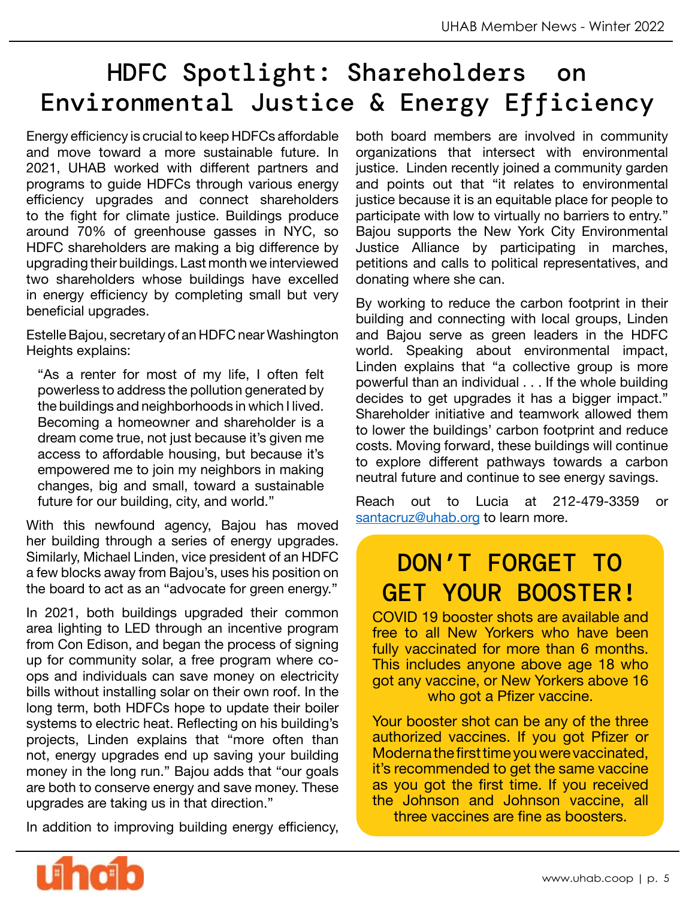# HDFC Spotlight: Shareholders on Environmental Justice & Energy Efficiency

Energy efficiency is crucial to keep HDFCs affordable and move toward a more sustainable future. In 2021, UHAB worked with different partners and programs to guide HDFCs through various energy efficiency upgrades and connect shareholders to the fight for climate justice. Buildings produce around 70% of greenhouse gasses in NYC, so HDFC shareholders are making a big difference by upgrading their buildings. Last month we interviewed two shareholders whose buildings have excelled in energy efficiency by completing small but very beneficial upgrades.

Estelle Bajou, secretary of an HDFC near Washington Heights explains:

> "As a renter for most of my life, I often felt powerless to address the pollution generated by the buildings and neighborhoods in which I lived. Becoming a homeowner and shareholder is a dream come true, not just because it's given me access to affordable housing, but because it's empowered me to join my neighbors in making changes, big and small, toward a sustainable future for our building, city, and world."

With this newfound agency, Bajou has moved her building through a series of energy upgrades. Similarly, Michael Linden, vice president of an HDFC a few blocks away from Bajou's, uses his position on the board to act as an "advocate for green energy."

In 2021, both buildings upgraded their common area lighting to LED through an incentive program from Con Edison, and began the process of signing up for community solar, a free program where co-ops and individuals can save money on electricity bills without installing solar on their own roof. In the long term, both HDFCs hope to update their boiler systems to electric heat. Reflecting on his building's projects, Linden explains that "more often than not, energy upgrades end up saving your building money in the long run." Bajou adds that "our goals are both to conserve energy and save money. These upgrades are taking us in that direction."

In addition to improving building energy efficiency, both board members are involved in community organizations that intersect with environmental justice. Linden recently joined a community garden and points out that "it relates to environmental justice because it is an equitable place for people to participate with low to virtually no barriers to entry." Bajou supports the New York City Environmental Justice Alliance by participating in marches, petitions and calls to political representatives, and donating where she can.

By working to reduce the carbon footprint in their building and connecting with local groups, Linden and Bajou serve as green leaders in the HDFC world. Speaking about environmental impact, Linden explains that "a collective group is more powerful than an individual . . . If the whole building decides to get upgrades it has a bigger impact." Shareholder initiative and teamwork allowed them to lower the buildings' carbon footprint and reduce costs. Moving forward, these buildings will continue to explore different pathways towards a carbon neutral future and continue to see energy savings.

Reach out to Lucia at 212-479-3359 or santacruz@uhab.org to learn more.

## DON'T FORGET TO GET YOUR BOOSTER!

COVID 19 booster shots are available and free to all New Yorkers who have been fully vaccinated for more than 6 months. This includes anyone above age 18 who got any vaccine, or New Yorkers above 16 who got a Pfizer vaccine.

Your booster shot can be any of the three authorized vaccines. If you got Pfizer or Moderna the first time you were vaccinated, it's recommended to get the same vaccine as you got the first time. If you received the Johnson and Johnson vaccine, all three vaccines are fine as boosters.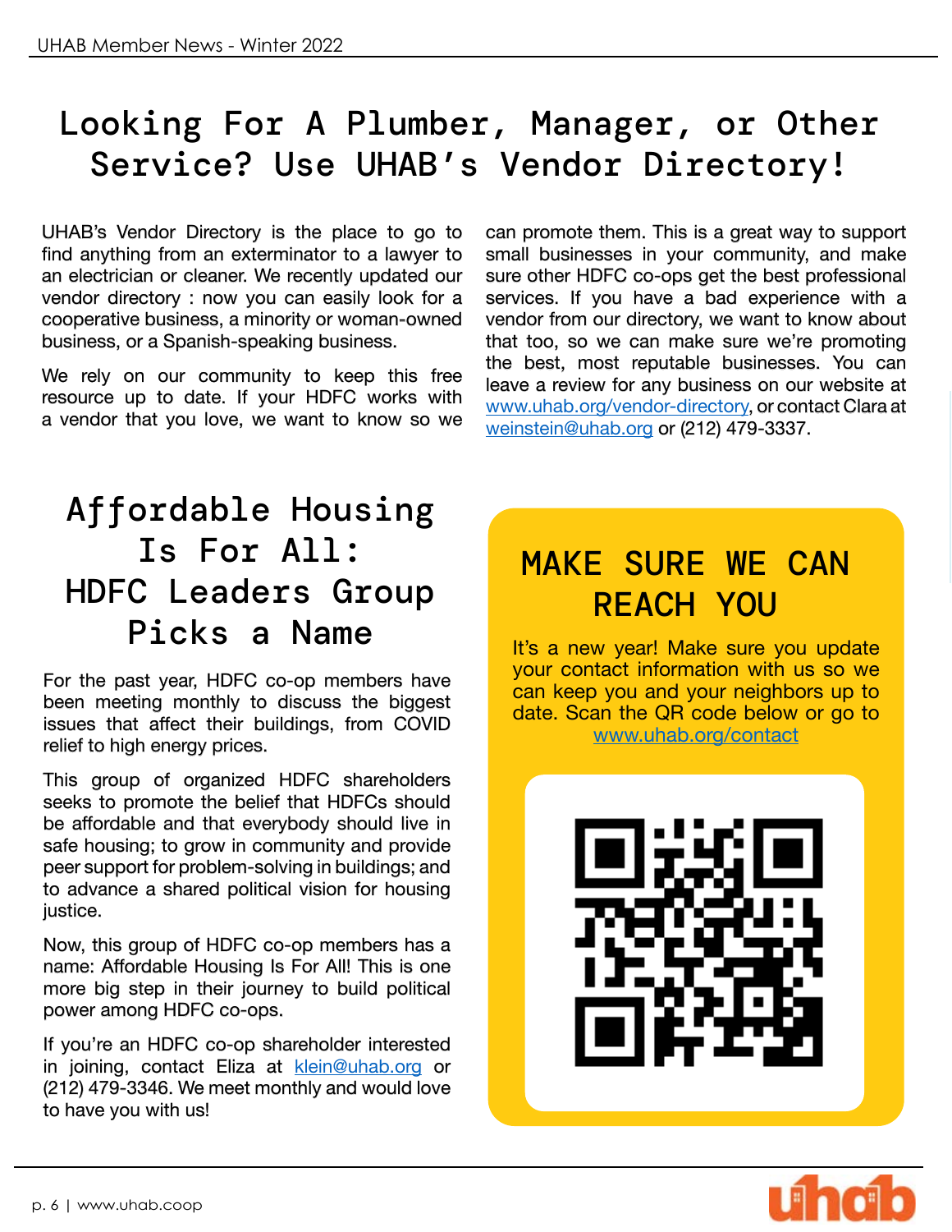# Looking For A Plumber, Manager, or Other Service? Use UHAB's Vendor Directory!

UHAB's Vendor Directory is the place to go to find anything from an exterminator to a lawyer to an electrician or cleaner. We recently updated our vendor directory : now you can easily look for a cooperative business, a minority or woman-owned business, or a Spanish-speaking business.

We rely on our community to keep this free resource up to date. If your HDFC works with a vendor that you love, we want to know so we can promote them. This is a great way to support small businesses in your community, and make sure other HDFC co-ops get the best professional services. If you have a bad experience with a vendor from our directory, we want to know about that too, so we can make sure we're promoting the best, most reputable businesses. You can leave a review for any business on our website at www.uhab.org/vendor-directory, or contact Clara at weinstein@uhab.org or (212) 479-3337.

# Affordable Housing Is For All: HDFC Leaders Group Picks a Name

For the past year, HDFC co-op members have been meeting monthly to discuss the biggest issues that affect their buildings, from COVID relief to high energy prices.

This group of organized HDFC shareholders seeks to promote the belief that HDFCs should be affordable and that everybody should live in safe housing; to grow in community and provide peer support for problem-solving in buildings; and to advance a shared political vision for housing justice.

Now, this group of HDFC co-op members has a name: Affordable Housing Is For All! This is one more big step in their journey to build political power among HDFC co-ops.

If you're an HDFC co-op shareholder interested in joining, contact Eliza at klein@uhab.org or (212) 479-3346. We meet monthly and would love to have you with us!

## MAKE SURE WE CAN REACH YOU

It's a new year! Make sure you update your contact information with us so we can keep you and your neighbors up to date. Scan the QR code below or go to www.uhab.org/contact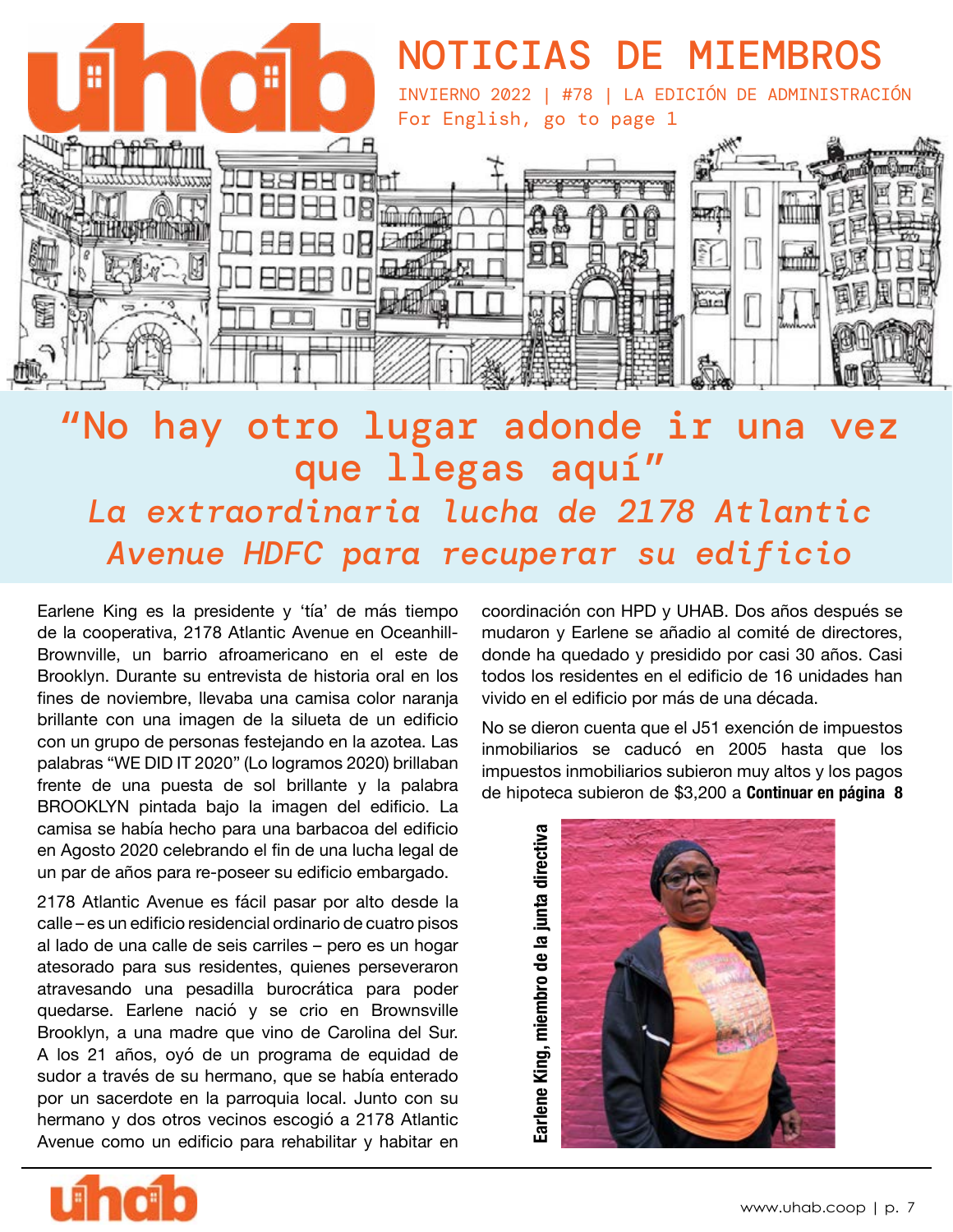# NOTICIAS DE MIEMBROS

INVIERNO 2022 | #78 | LA EDICIÓN DE ADMINISTRACIÓN
For English, go to page 1

## "No hay otro lugar adonde ir una vez que llegas aquí"

### *La extraordinaria lucha de 2178 Atlantic Avenue HDFC para recuperar su edificio*

Earlene King es la presidente y 'tía' de más tiempo de la cooperativa, 2178 Atlantic Avenue en Oceanhill-Brownville, un barrio afroamericano en el este de Brooklyn. Durante su entrevista de historia oral en los fines de noviembre, llevaba una camisa color naranja brillante con una imagen de la silueta de un edificio con un grupo de personas festejando en la azotea. Las palabras "WE DID IT 2020" (Lo logramos 2020) brillaban frente de una puesta de sol brillante y la palabra BROOKLYN pintada bajo la imagen del edificio. La camisa se había hecho para una barbacoa del edificio en Agosto 2020 celebrando el fin de una lucha legal de un par de años para re-poseer su edificio embargado.

2178 Atlantic Avenue es fácil pasar por alto desde la calle – es un edificio residencial ordinario de cuatro pisos al lado de una calle de seis carriles – pero es un hogar atesorado para sus residentes, quienes perseveraron atravesando una pesadilla burocrática para poder quedarse. Earlene nació y se crio en Brownsville Brooklyn, a una madre que vino de Carolina del Sur. A los 21 años, oyó de un programa de equidad de sudor a través de su hermano, que se había enterado por un sacerdote en la parroquia local. Junto con su hermano y dos otros vecinos escogió a 2178 Atlantic Avenue como un edificio para rehabilitar y habitar en coordinación con HPD y UHAB. Dos años después se mudaron y Earlene se añadio al comité de directores, donde ha quedado y presidido por casi 30 años. Casi todos los residentes en el edificio de 16 unidades han vivido en el edificio por más de una década.

No se dieron cuenta que el J51 exención de impuestos inmobiliarios se caducó en 2005 hasta que los impuestos inmobiliarios subieron muy altos y los pagos de hipoteca subieron de $3,200 a **Continuar en página 8**

**Earlene King, miembro de la junta directiva**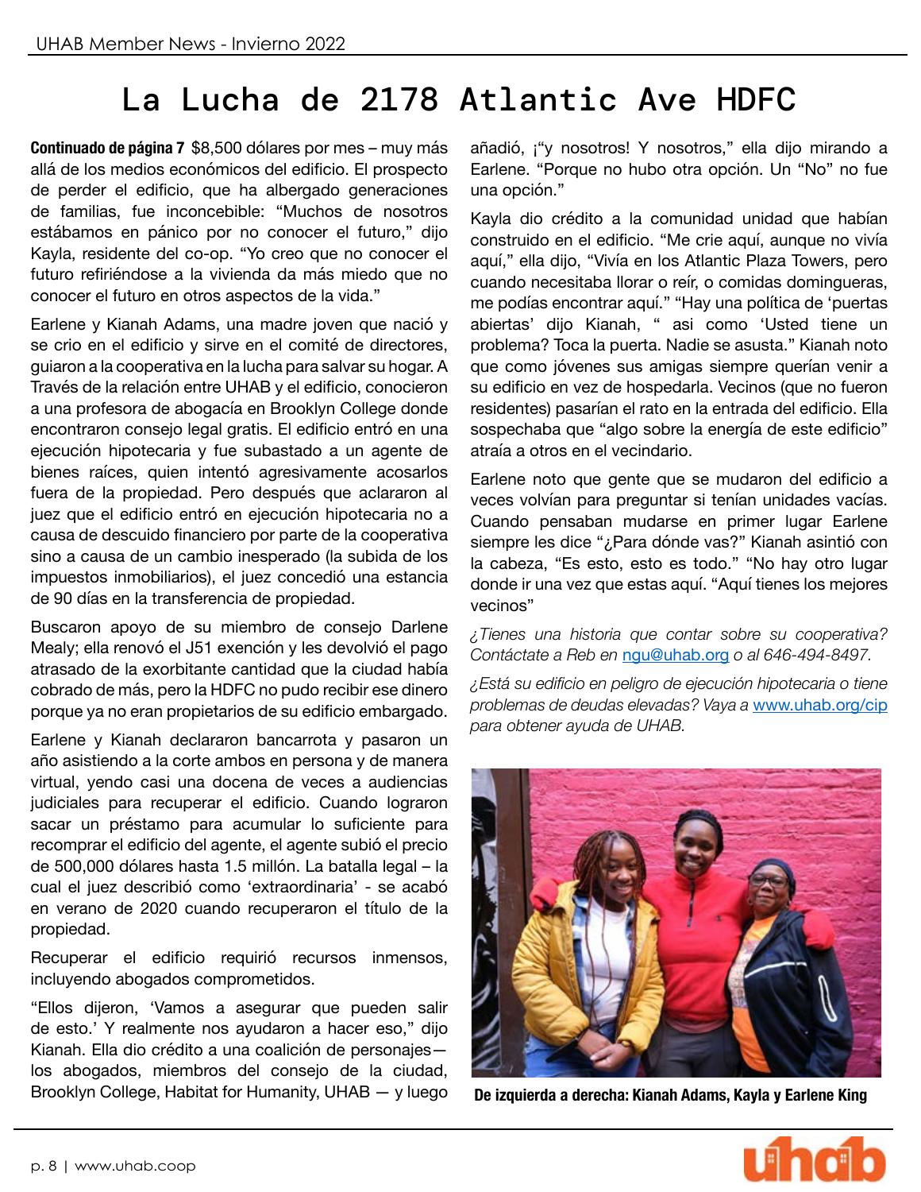# La Lucha de 2178 Atlantic Ave HDFC

**Continuado de página 7** $8,500 dólares por mes – muy más allá de los medios económicos del edificio. El prospecto de perder el edificio, que ha albergado generaciones de familias, fue inconcebible: "Muchos de nosotros estábamos en pánico por no conocer el futuro," dijo Kayla, residente del co-op. "Yo creo que no conocer el futuro refiriéndose a la vivienda da más miedo que no conocer el futuro en otros aspectos de la vida."

Earlene y Kianah Adams, una madre joven que nació y se crio en el edificio y sirve en el comité de directores, guiaron a la cooperativa en la lucha para salvar su hogar. A Través de la relación entre UHAB y el edificio, conocieron a una profesora de abogacía en Brooklyn College donde encontraron consejo legal gratis. El edificio entró en una ejecución hipotecaria y fue subastado a un agente de bienes raíces, quien intentó agresivamente acosarlos fuera de la propiedad. Pero después que aclararon al juez que el edificio entró en ejecución hipotecaria no a causa de descuido financiero por parte de la cooperativa sino a causa de un cambio inesperado (la subida de los impuestos inmobiliarios), el juez concedió una estancia de 90 días en la transferencia de propiedad.

Buscaron apoyo de su miembro de consejo Darlene Mealy; ella renovó el J51 exención y les devolvió el pago atrasado de la exorbitante cantidad que la ciudad había cobrado de más, pero la HDFC no pudo recibir ese dinero porque ya no eran propietarios de su edificio embargado.

Earlene y Kianah declararon bancarrota y pasaron un año asistiendo a la corte ambos en persona y de manera virtual, yendo casi una docena de veces a audiencias judiciales para recuperar el edificio. Cuando lograron sacar un préstamo para acumular lo suficiente para recomprar el edificio del agente, el agente subió el precio de 500,000 dólares hasta 1.5 millón. La batalla legal – la cual el juez describió como 'extraordinaria' - se acabó en verano de 2020 cuando recuperaron el título de la propiedad.

Recuperar el edificio requirió recursos inmensos, incluyendo abogados comprometidos.

"Ellos dijeron, 'Vamos a asegurar que pueden salir de esto.' Y realmente nos ayudaron a hacer eso," dijo Kianah. Ella dio crédito a una coalición de personajes—los abogados, miembros del consejo de la ciudad, Brooklyn College, Habitat for Humanity, UHAB — y luego añadió, ¡"y nosotros! Y nosotros," ella dijo mirando a Earlene. "Porque no hubo otra opción. Un "No" no fue una opción."

Kayla dio crédito a la comunidad unidad que habían construido en el edificio. "Me crie aquí, aunque no vivía aquí," ella dijo, "Vivía en los Atlantic Plaza Towers, pero cuando necesitaba llorar o reír, o comidas domingueras, me podías encontrar aquí." "Hay una política de 'puertas abiertas' dijo Kianah, " asi como 'Usted tiene un problema? Toca la puerta. Nadie se asusta." Kianah noto que como jóvenes sus amigas siempre querían venir a su edificio en vez de hospedarla. Vecinos (que no fueron residentes) pasarían el rato en la entrada del edificio. Ella sospechaba que "algo sobre la energía de este edificio" atraía a otros en el vecindario.

Earlene noto que gente que se mudaron del edificio a veces volvían para preguntar si tenían unidades vacías. Cuando pensaban mudarse en primer lugar Earlene siempre les dice "¿Para dónde vas?" Kianah asintió con la cabeza, "Es esto, esto es todo." "No hay otro lugar donde ir una vez que estas aquí. "Aquí tienes los mejores vecinos"

*¿Tienes una historia que contar sobre su cooperativa? Contáctate a Reb en ngu@uhab.org o al 646-494-8497.*

*¿Está su edificio en peligro de ejecución hipotecaria o tiene problemas de deudas elevadas? Vaya a www.uhab.org/cip para obtener ayuda de UHAB.*

**De izquierda a derecha: Kianah Adams, Kayla y Earlene King**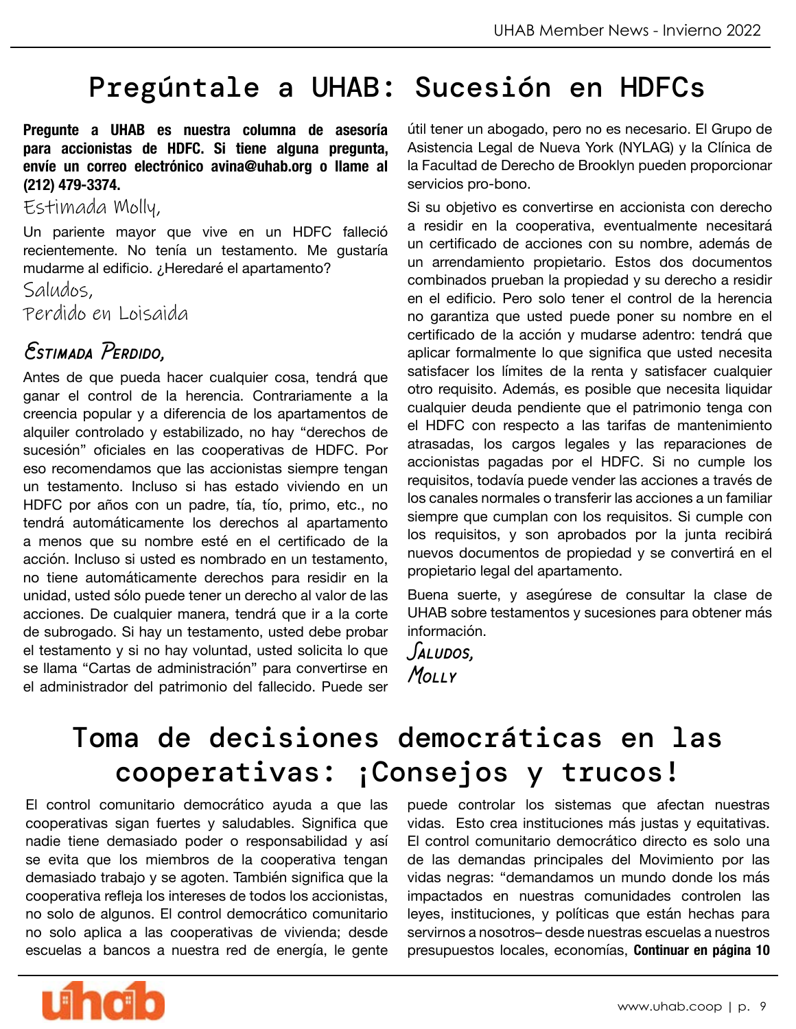# Pregúntale a UHAB: Sucesión en HDFCs

**Pregunte a UHAB es nuestra columna de asesoría para accionistas de HDFC. Si tiene alguna pregunta, envíe un correo electrónico avina@uhab.org o llame al (212) 479-3374.**

Estimada Molly,

Un pariente mayor que vive en un HDFC falleció recientemente. No tenía un testamento. Me gustaría mudarme al edificio. ¿Heredaré el apartamento?

Saludos,
Perdido en Loisaida

### *Estimada Perdido,*

Antes de que pueda hacer cualquier cosa, tendrá que ganar el control de la herencia. Contrariamente a la creencia popular y a diferencia de los apartamentos de alquiler controlado y estabilizado, no hay "derechos de sucesión" oficiales en las cooperativas de HDFC. Por eso recomendamos que las accionistas siempre tengan un testamento. Incluso si has estado viviendo en un HDFC por años con un padre, tía, tío, primo, etc., no tendrá automáticamente los derechos al apartamento a menos que su nombre esté en el certificado de la acción. Incluso si usted es nombrado en un testamento, no tiene automáticamente derechos para residir en la unidad, usted sólo puede tener un derecho al valor de las acciones. De cualquier manera, tendrá que ir a la corte de subrogado. Si hay un testamento, usted debe probar el testamento y si no hay voluntad, usted solicita lo que se llama "Cartas de administración" para convertirse en el administrador del patrimonio del fallecido. Puede ser útil tener un abogado, pero no es necesario. El Grupo de Asistencia Legal de Nueva York (NYLAG) y la Clínica de la Facultad de Derecho de Brooklyn pueden proporcionar servicios pro-bono.

Si su objetivo es convertirse en accionista con derecho a residir en la cooperativa, eventualmente necesitará un certificado de acciones con su nombre, además de un arrendamiento propietario. Estos dos documentos combinados prueban la propiedad y su derecho a residir en el edificio. Pero solo tener el control de la herencia no garantiza que usted puede poner su nombre en el certificado de la acción y mudarse adentro: tendrá que aplicar formalmente lo que significa que usted necesita satisfacer los límites de la renta y satisfacer cualquier otro requisito. Además, es posible que necesita liquidar cualquier deuda pendiente que el patrimonio tenga con el HDFC con respecto a las tarifas de mantenimiento atrasadas, los cargos legales y las reparaciones de accionistas pagadas por el HDFC. Si no cumple los requisitos, todavía puede vender las acciones a través de los canales normales o transferir las acciones a un familiar siempre que cumplan con los requisitos. Si cumple con los requisitos, y son aprobados por la junta recibirá nuevos documentos de propiedad y se convertirá en el propietario legal del apartamento.

Buena suerte, y asegúrese de consultar la clase de UHAB sobre testamentos y sucesiones para obtener más información.

*Saludos,*
*Molly*

# Toma de decisiones democráticas en las cooperativas: ¡Consejos y trucos!

El control comunitario democrático ayuda a que las cooperativas sigan fuertes y saludables. Significa que nadie tiene demasiado poder o responsabilidad y así se evita que los miembros de la cooperativa tengan demasiado trabajo y se agoten. También significa que la cooperativa refleja los intereses de todos los accionistas, no solo de algunos. El control democrático comunitario no solo aplica a las cooperativas de vivienda; desde escuelas a bancos a nuestra red de energía, le gente puede controlar los sistemas que afectan nuestras vidas. Esto crea instituciones más justas y equitativas. El control comunitario democrático directo es solo una de las demandas principales del Movimiento por las vidas negras: "demandamos un mundo donde los más impactados en nuestras comunidades controlen las leyes, instituciones, y políticas que están hechas para servirnos a nosotros– desde nuestras escuelas a nuestros presupuestos locales, economías, **Continuar en página 10**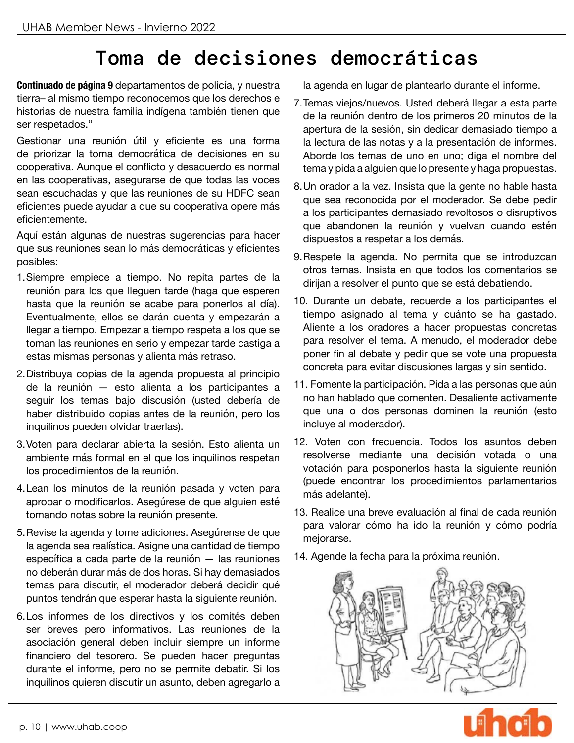# Toma de decisiones democráticas

**Continuado de página 9** departamentos de policía, y nuestra tierra– al mismo tiempo reconocemos que los derechos e historias de nuestra familia indígena también tienen que ser respetados."

Gestionar una reunión útil y eficiente es una forma de priorizar la toma democrática de decisiones en su cooperativa. Aunque el conflicto y desacuerdo es normal en las cooperativas, asegurarse de que todas las voces sean escuchadas y que las reuniones de su HDFC sean eficientes puede ayudar a que su cooperativa opere más eficientemente.

Aquí están algunas de nuestras sugerencias para hacer que sus reuniones sean lo más democráticas y eficientes posibles:

1. Siempre empiece a tiempo. No repita partes de la reunión para los que lleguen tarde (haga que esperen hasta que la reunión se acabe para ponerlos al día). Eventualmente, ellos se darán cuenta y empezarán a llegar a tiempo. Empezar a tiempo respeta a los que se toman las reuniones en serio y empezar tarde castiga a estas mismas personas y alienta más retraso.
2. Distribuya copias de la agenda propuesta al principio de la reunión — esto alienta a los participantes a seguir los temas bajo discusión (usted debería de haber distribuido copias antes de la reunión, pero los inquilinos pueden olvidar traerlas).
3. Voten para declarar abierta la sesión. Esto alienta un ambiente más formal en el que los inquilinos respetan los procedimientos de la reunión.
4. Lean los minutos de la reunión pasada y voten para aprobar o modificarlos. Asegúrese de que alguien esté tomando notas sobre la reunión presente.
5. Revise la agenda y tome adiciones. Asegúrense de que la agenda sea realística. Asigne una cantidad de tiempo específica a cada parte de la reunión — las reuniones no deberán durar más de dos horas. Si hay demasiados temas para discutir, el moderador deberá decidir qué puntos tendrán que esperar hasta la siguiente reunión.
6. Los informes de los directivos y los comités deben ser breves pero informativos. Las reuniones de la asociación general deben incluir siempre un informe financiero del tesorero. Se pueden hacer preguntas durante el informe, pero no se permite debatir. Si los inquilinos quieren discutir un asunto, deben agregarlo a la agenda en lugar de plantearlo durante el informe.
7. Temas viejos/nuevos. Usted deberá llegar a esta parte de la reunión dentro de los primeros 20 minutos de la apertura de la sesión, sin dedicar demasiado tiempo a la lectura de las notas y a la presentación de informes. Aborde los temas de uno en uno; diga el nombre del tema y pida a alguien que lo presente y haga propuestas.
8. Un orador a la vez. Insista que la gente no hable hasta que sea reconocida por el moderador. Se debe pedir a los participantes demasiado revoltosos o disruptivos que abandonen la reunión y vuelvan cuando estén dispuestos a respetar a los demás.
9. Respete la agenda. No permita que se introduzcan otros temas. Insista en que todos los comentarios se dirijan a resolver el punto que se está debatiendo.
10. Durante un debate, recuerde a los participantes el tiempo asignado al tema y cuánto se ha gastado. Aliente a los oradores a hacer propuestas concretas para resolver el tema. A menudo, el moderador debe poner fin al debate y pedir que se vote una propuesta concreta para evitar discusiones largas y sin sentido.
11. Fomente la participación. Pida a las personas que aún no han hablado que comenten. Desaliente activamente que una o dos personas dominen la reunión (esto incluye al moderador).
12. Voten con frecuencia. Todos los asuntos deben resolverse mediante una decisión votada o una votación para posponerlos hasta la siguiente reunión (puede encontrar los procedimientos parlamentarios más adelante).
13. Realice una breve evaluación al final de cada reunión para valorar cómo ha ido la reunión y cómo podría mejorarse.
14. Agende la fecha para la próxima reunión.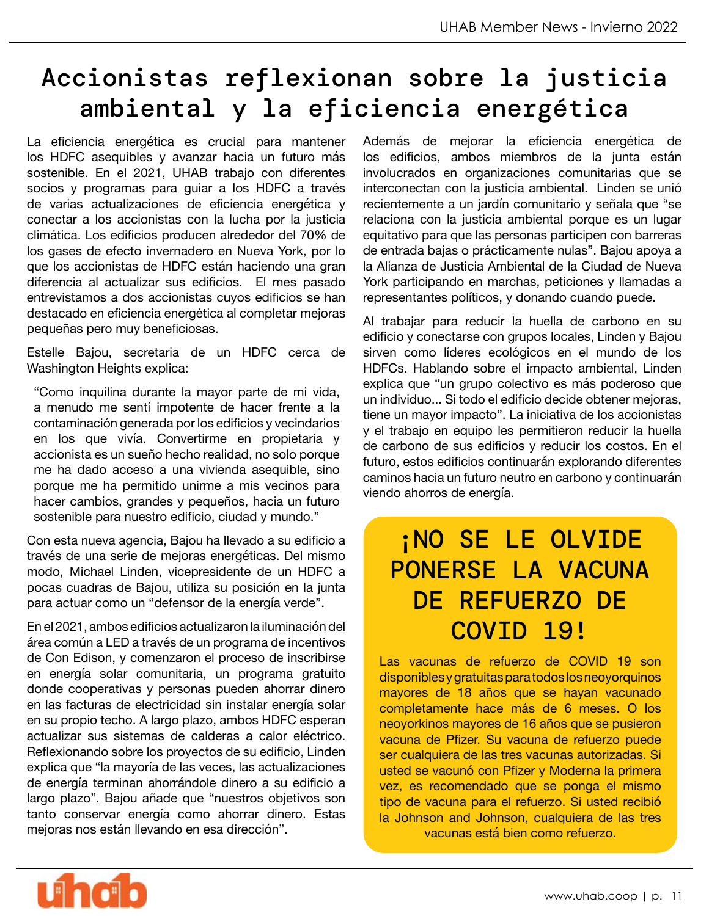# Accionistas reflexionan sobre la justicia ambiental y la eficiencia energética

La eficiencia energética es crucial para mantener los HDFC asequibles y avanzar hacia un futuro más sostenible. En el 2021, UHAB trabajo con diferentes socios y programas para guiar a los HDFC a través de varias actualizaciones de eficiencia energética y conectar a los accionistas con la lucha por la justicia climática. Los edificios producen alrededor del 70% de los gases de efecto invernadero en Nueva York, por lo que los accionistas de HDFC están haciendo una gran diferencia al actualizar sus edificios. El mes pasado entrevistamos a dos accionistas cuyos edificios se han destacado en eficiencia energética al completar mejoras pequeñas pero muy beneficiosas.

Estelle Bajou, secretaria de un HDFC cerca de Washington Heights explica:

> "Como inquilina durante la mayor parte de mi vida, a menudo me sentí impotente de hacer frente a la contaminación generada por los edificios y vecindarios en los que vivía. Convertirme en propietaria y accionista es un sueño hecho realidad, no solo porque me ha dado acceso a una vivienda asequible, sino porque me ha permitido unirme a mis vecinos para hacer cambios, grandes y pequeños, hacia un futuro sostenible para nuestro edificio, ciudad y mundo."

Con esta nueva agencia, Bajou ha llevado a su edificio a través de una serie de mejoras energéticas. Del mismo modo, Michael Linden, vicepresidente de un HDFC a pocas cuadras de Bajou, utiliza su posición en la junta para actuar como un "defensor de la energía verde".

En el 2021, ambos edificios actualizaron la iluminación del área común a LED a través de un programa de incentivos de Con Edison, y comenzaron el proceso de inscribirse en energía solar comunitaria, un programa gratuito donde cooperativas y personas pueden ahorrar dinero en las facturas de electricidad sin instalar energía solar en su propio techo. A largo plazo, ambos HDFC esperan actualizar sus sistemas de calderas a calor eléctrico. Reflexionando sobre los proyectos de su edificio, Linden explica que "la mayoría de las veces, las actualizaciones de energía terminan ahorrándole dinero a su edificio a largo plazo". Bajou añade que "nuestros objetivos son tanto conservar energía como ahorrar dinero. Estas mejoras nos están llevando en esa dirección".

Además de mejorar la eficiencia energética de los edificios, ambos miembros de la junta están involucrados en organizaciones comunitarias que se interconectan con la justicia ambiental. Linden se unió recientemente a un jardín comunitario y señala que "se relaciona con la justicia ambiental porque es un lugar equitativo para que las personas participen con barreras de entrada bajas o prácticamente nulas". Bajou apoya a la Alianza de Justicia Ambiental de la Ciudad de Nueva York participando en marchas, peticiones y llamadas a representantes políticos, y donando cuando puede.

Al trabajar para reducir la huella de carbono en su edificio y conectarse con grupos locales, Linden y Bajou sirven como líderes ecológicos en el mundo de los HDFCs. Hablando sobre el impacto ambiental, Linden explica que "un grupo colectivo es más poderoso que un individuo... Si todo el edificio decide obtener mejoras, tiene un mayor impacto". La iniciativa de los accionistas y el trabajo en equipo les permitieron reducir la huella de carbono de sus edificios y reducir los costos. En el futuro, estos edificios continuarán explorando diferentes caminos hacia un futuro neutro en carbono y continuarán viendo ahorros de energía.

## ¡NO SE LE OLVIDE PONERSE LA VACUNA DE REFUERZO DE COVID 19!

Las vacunas de refuerzo de COVID 19 son disponibles y gratuitas para todos los neoyorquinos mayores de 18 años que se hayan vacunado completamente hace más de 6 meses. O los neoyorkinos mayores de 16 años que se pusieron vacuna de Pfizer. Su vacuna de refuerzo puede ser cualquiera de las tres vacunas autorizadas. Si usted se vacunó con Pfizer y Moderna la primera vez, es recomendado que se ponga el mismo tipo de vacuna para el refuerzo. Si usted recibió la Johnson and Johnson, cualquiera de las tres vacunas está bien como refuerzo.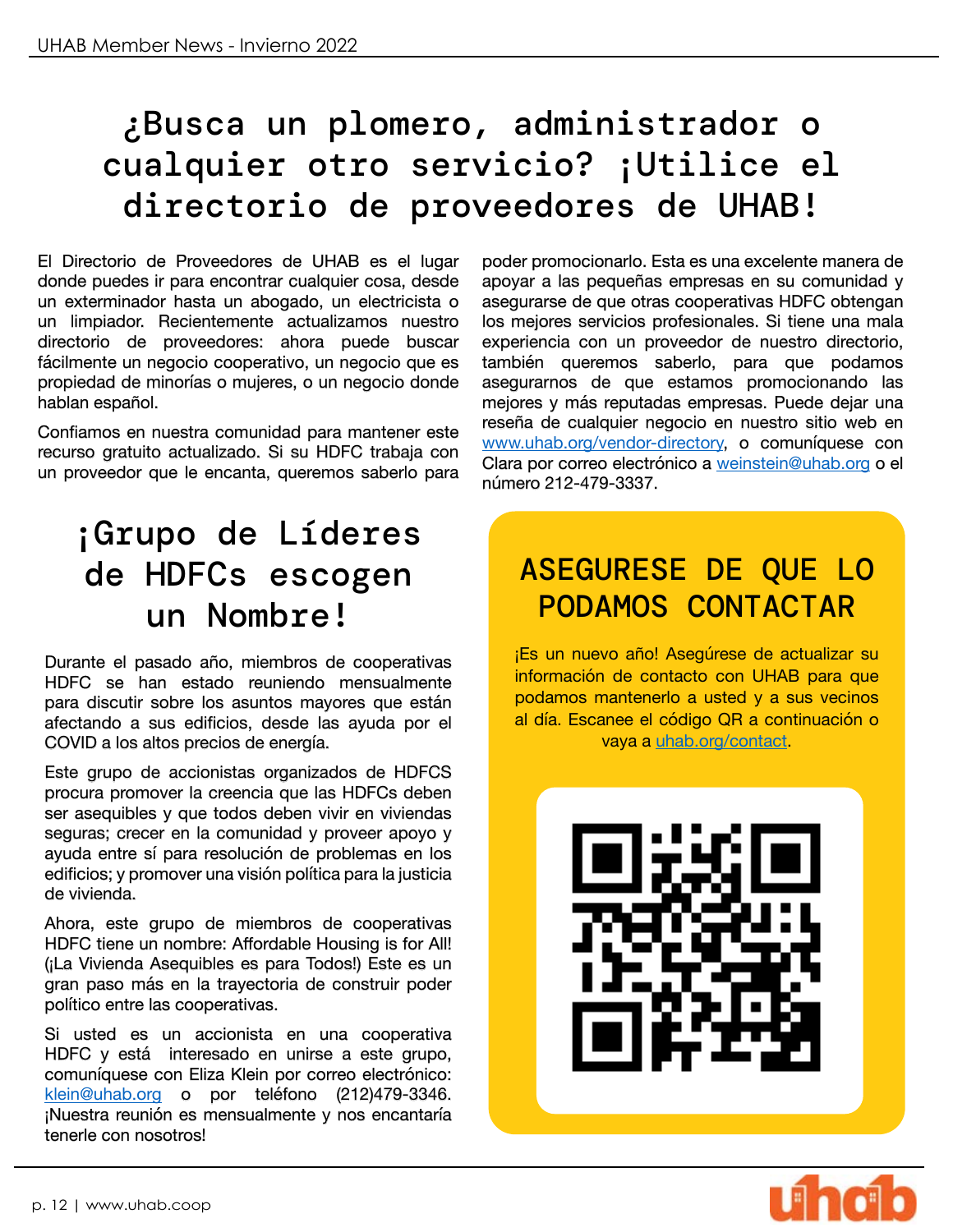# ¿Busca un plomero, administrador o cualquier otro servicio? ¡Utilice el directorio de proveedores de UHAB!

El Directorio de Proveedores de UHAB es el lugar donde puedes ir para encontrar cualquier cosa, desde un exterminador hasta un abogado, un electricista o un limpiador. Recientemente actualizamos nuestro directorio de proveedores: ahora puede buscar fácilmente un negocio cooperativo, un negocio que es propiedad de minorías o mujeres, o un negocio donde hablan español.

Confiamos en nuestra comunidad para mantener este recurso gratuito actualizado. Si su HDFC trabaja con un proveedor que le encanta, queremos saberlo para poder promocionarlo. Esta es una excelente manera de apoyar a las pequeñas empresas en su comunidad y asegurarse de que otras cooperativas HDFC obtengan los mejores servicios profesionales. Si tiene una mala experiencia con un proveedor de nuestro directorio, también queremos saberlo, para que podamos asegurarnos de que estamos promocionando las mejores y más reputadas empresas. Puede dejar una reseña de cualquier negocio en nuestro sitio web en www.uhab.org/vendor-directory, o comuníquese con Clara por correo electrónico a weinstein@uhab.org o el número 212-479-3337.

## ¡Grupo de Líderes de HDFCs escogen un Nombre!

Durante el pasado año, miembros de cooperativas HDFC se han estado reuniendo mensualmente para discutir sobre los asuntos mayores que están afectando a sus edificios, desde las ayuda por el COVID a los altos precios de energía.

Este grupo de accionistas organizados de HDFCS procura promover la creencia que las HDFCs deben ser asequibles y que todos deben vivir en viviendas seguras; crecer en la comunidad y proveer apoyo y ayuda entre sí para resolución de problemas en los edificios; y promover una visión política para la justicia de vivienda.

Ahora, este grupo de miembros de cooperativas HDFC tiene un nombre: Affordable Housing is for All! (¡La Vivienda Asequibles es para Todos!) Este es un gran paso más en la trayectoria de construir poder político entre las cooperativas.

Si usted es un accionista en una cooperativa HDFC y está interesado en unirse a este grupo, comuníquese con Eliza Klein por correo electrónico: klein@uhab.org o por teléfono (212)479-3346. ¡Nuestra reunión es mensualmente y nos encantaría tenerle con nosotros!

## ASEGURESE DE QUE LO PODAMOS CONTACTAR

¡Es un nuevo año! Asegúrese de actualizar su información de contacto con UHAB para que podamos mantenerlo a usted y a sus vecinos al día. Escanee el código QR a continuación o vaya a uhab.org/contact.